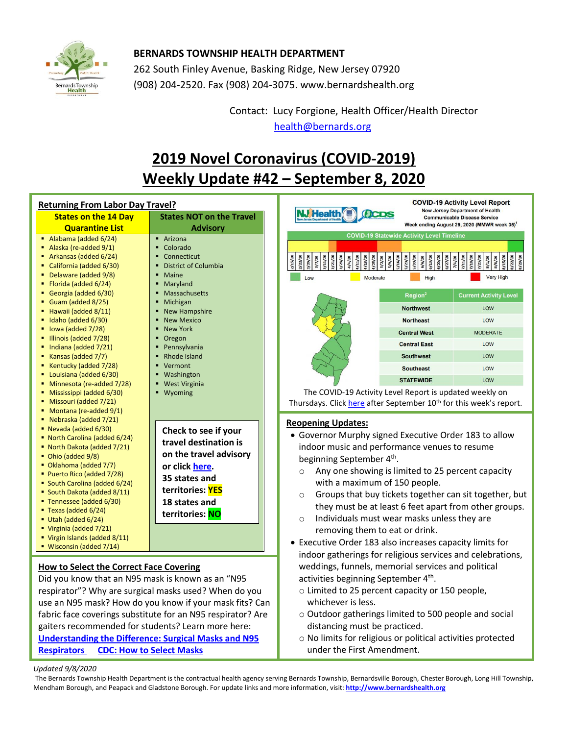**BERNARDS TOWNSHIP HEALTH DEPARTMENT**
262 South Finley Avenue, Basking Ridge, New Jersey 07920
(908) 204-2520. Fax (908) 204-3075. www.bernardshealth.org

Contact: Lucy Forgione, Health Officer/Health Director
health@bernards.org

# 2019 Novel Coronavirus (COVID-2019)
# Weekly Update #42 – September 8, 2020

## Returning From Labor Day Travel?

| States on the 14 Day Quarantine List | States NOT on the Travel Advisory |
|---|---|
| Alabama (added 6/24) | Arizona |
| Alaska (re-added 9/1) | Colorado |
| Arkansas (added 6/24) | Connecticut |
| California (added 6/30) | District of Columbia |
| Delaware (added 9/8) | Maine |
| Florida (added 6/24) | Maryland |
| Georgia (added 6/30) | Massachusetts |
| Guam (added 8/25) | Michigan |
| Hawaii (added 8/11) | New Hampshire |
| Idaho (added 6/30) | New Mexico |
| Iowa (added 7/28) | New York |
| Illinois (added 7/28) | Oregon |
| Indiana (added 7/21) | Pennsylvania |
| Kansas (added 7/7) | Rhode Island |
| Kentucky (added 7/28) | Vermont |
| Louisiana (added 6/30) | Washington |
| Minnesota (re-added 7/28) | West Virginia |
| Mississippi (added 6/30) | Wyoming |
| Missouri (added 7/21) | |
| Montana (re-added 9/1) | |
| Nebraska (added 7/21) | |
| Nevada (added 6/30) | |
| North Carolina (added 6/24) | |
| North Dakota (added 7/21) | |
| Ohio (added 9/8) | |
| Oklahoma (added 7/7) | |
| Puerto Rico (added 7/28) | |
| South Carolina (added 6/24) | |
| South Dakota (added 8/11) | |
| Tennessee (added 6/30) | |
| Texas (added 6/24) | |
| Utah (added 6/24) | |
| Virginia (added 7/21) | |
| Virgin Islands (added 8/11) | |
| Wisconsin (added 7/14) | |

**Check to see if your travel destination is on the travel advisory or click here.**
**35 states and territories: YES**
**18 states and territories: NO**

## COVID-19 Activity Level Report

New Jersey Department of Health
Communicable Disease Service
Week ending August 29, 2020 (MMWR week 35)[1]

COVID-19 Statewide Activity Level Timeline

Low | Moderate | High | Very High

| Region[2] | Current Activity Level |
|---|---|
| Northwest | LOW |
| Northeast | LOW |
| Central West | MODERATE |
| Central East | LOW |
| Southwest | LOW |
| Southeast | LOW |
| STATEWIDE | LOW |

The COVID-19 Activity Level Report is updated weekly on Thursdays. Click here after September 10th for this week's report.

## How to Select the Correct Face Covering

Did you know that an N95 mask is known as an "N95 respirator"? Why are surgical masks used? When do you use an N95 mask? How do you know if your mask fits? Can fabric face coverings substitute for an N95 respirator? Are gaiters recommended for students? Learn more here: **Understanding the Difference: Surgical Masks and N95 Respirators** **CDC: How to Select Masks**

## Reopening Updates:

- Governor Murphy signed Executive Order 183 to allow indoor music and performance venues to resume beginning September 4th.
  - Any one showing is limited to 25 percent capacity with a maximum of 150 people.
  - Groups that buy tickets together can sit together, but they must be at least 6 feet apart from other groups.
  - Individuals must wear masks unless they are removing them to eat or drink.
- Executive Order 183 also increases capacity limits for indoor gatherings for religious services and celebrations, weddings, funnels, memorial services and political activities beginning September 4th.
  - Limited to 25 percent capacity or 150 people, whichever is less.
  - Outdoor gatherings limited to 500 people and social distancing must be practiced.
  - No limits for religious or political activities protected under the First Amendment.

*Updated 9/8/2020*

The Bernards Township Health Department is the contractual health agency serving Bernards Township, Bernardsville Borough, Chester Borough, Long Hill Township, Mendham Borough, and Peapack and Gladstone Borough. For update links and more information, visit: **http://www.bernardshealth.org**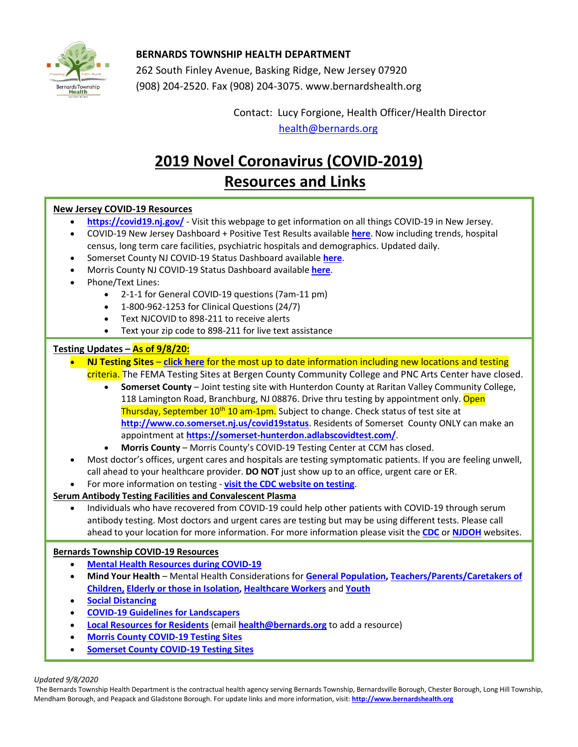**BERNARDS TOWNSHIP HEALTH DEPARTMENT**
262 South Finley Avenue, Basking Ridge, New Jersey 07920
(908) 204-2520. Fax (908) 204-3075. www.bernardshealth.org

Contact: Lucy Forgione, Health Officer/Health Director
health@bernards.org

# 2019 Novel Coronavirus (COVID-2019) Resources and Links

**New Jersey COVID-19 Resources**

- **https://covid19.nj.gov/** - Visit this webpage to get information on all things COVID-19 in New Jersey.
- COVID-19 New Jersey Dashboard + Positive Test Results available **here**. Now including trends, hospital census, long term care facilities, psychiatric hospitals and demographics. Updated daily.
- Somerset County NJ COVID-19 Status Dashboard available **here**.
- Morris County NJ COVID-19 Status Dashboard available **here**.
- Phone/Text Lines:
  - 2-1-1 for General COVID-19 questions (7am-11 pm)
  - 1-800-962-1253 for Clinical Questions (24/7)
  - Text NJCOVID to 898-211 to receive alerts
  - Text your zip code to 898-211 for live text assistance

**Testing Updates – As of 9/8/20:**

- **NJ Testing Sites** – **click here** for the most up to date information including new locations and testing criteria. The FEMA Testing Sites at Bergen County Community College and PNC Arts Center have closed.
  - **Somerset County** – Joint testing site with Hunterdon County at Raritan Valley Community College, 118 Lamington Road, Branchburg, NJ 08876. Drive thru testing by appointment only. Open Thursday, September 10th 10 am-1pm. Subject to change. Check status of test site at **http://www.co.somerset.nj.us/covid19status**. Residents of Somerset County ONLY can make an appointment at **https://somerset-hunterdon.adlabscovidtest.com/**.
  - **Morris County** – Morris County's COVID-19 Testing Center at CCM has closed.
- Most doctor's offices, urgent cares and hospitals are testing symptomatic patients. If you are feeling unwell, call ahead to your healthcare provider. **DO NOT** just show up to an office, urgent care or ER.
- For more information on testing - **visit the CDC website on testing**.

**Serum Antibody Testing Facilities and Convalescent Plasma**

- Individuals who have recovered from COVID-19 could help other patients with COVID-19 through serum antibody testing. Most doctors and urgent cares are testing but may be using different tests. Please call ahead to your location for more information. For more information please visit the **CDC** or **NJDOH** websites.

**Bernards Township COVID-19 Resources**

- **Mental Health Resources during COVID-19**
- **Mind Your Health** – Mental Health Considerations for **General Population**, **Teachers/Parents/Caretakers of Children**, **Elderly or those in Isolation**, **Healthcare Workers** and **Youth**
- **Social Distancing**
- **COVID-19 Guidelines for Landscapers**
- **Local Resources for Residents** (email **health@bernards.org** to add a resource)
- **Morris County COVID-19 Testing Sites**
- **Somerset County COVID-19 Testing Sites**

*Updated 9/8/2020*

The Bernards Township Health Department is the contractual health agency serving Bernards Township, Bernardsville Borough, Chester Borough, Long Hill Township, Mendham Borough, and Peapack and Gladstone Borough. For update links and more information, visit: **http://www.bernardshealth.org**